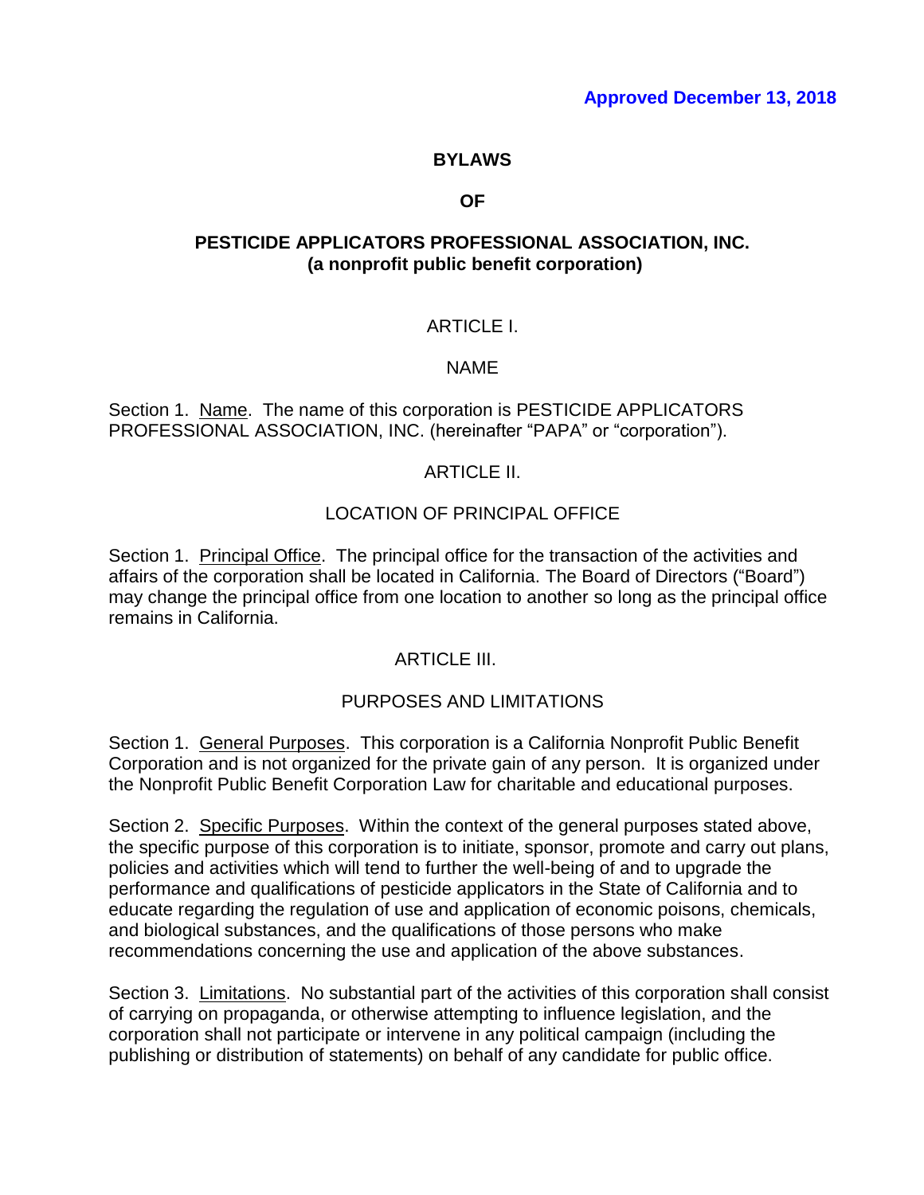**Approved December 13, 2018**

# BYLAWS

# OF

# PESTICIDE APPLICATORS PROFESSIONAL ASSOCIATION, INC.
**(a nonprofit public benefit corporation)**

## ARTICLE I.

## NAME

Section 1. Name. The name of this corporation is PESTICIDE APPLICATORS PROFESSIONAL ASSOCIATION, INC. (hereinafter "PAPA" or "corporation").

## ARTICLE II.

## LOCATION OF PRINCIPAL OFFICE

Section 1. Principal Office. The principal office for the transaction of the activities and affairs of the corporation shall be located in California. The Board of Directors ("Board") may change the principal office from one location to another so long as the principal office remains in California.

## ARTICLE III.

## PURPOSES AND LIMITATIONS

Section 1. General Purposes. This corporation is a California Nonprofit Public Benefit Corporation and is not organized for the private gain of any person. It is organized under the Nonprofit Public Benefit Corporation Law for charitable and educational purposes.

Section 2. Specific Purposes. Within the context of the general purposes stated above, the specific purpose of this corporation is to initiate, sponsor, promote and carry out plans, policies and activities which will tend to further the well-being of and to upgrade the performance and qualifications of pesticide applicators in the State of California and to educate regarding the regulation of use and application of economic poisons, chemicals, and biological substances, and the qualifications of those persons who make recommendations concerning the use and application of the above substances.

Section 3. Limitations. No substantial part of the activities of this corporation shall consist of carrying on propaganda, or otherwise attempting to influence legislation, and the corporation shall not participate or intervene in any political campaign (including the publishing or distribution of statements) on behalf of any candidate for public office.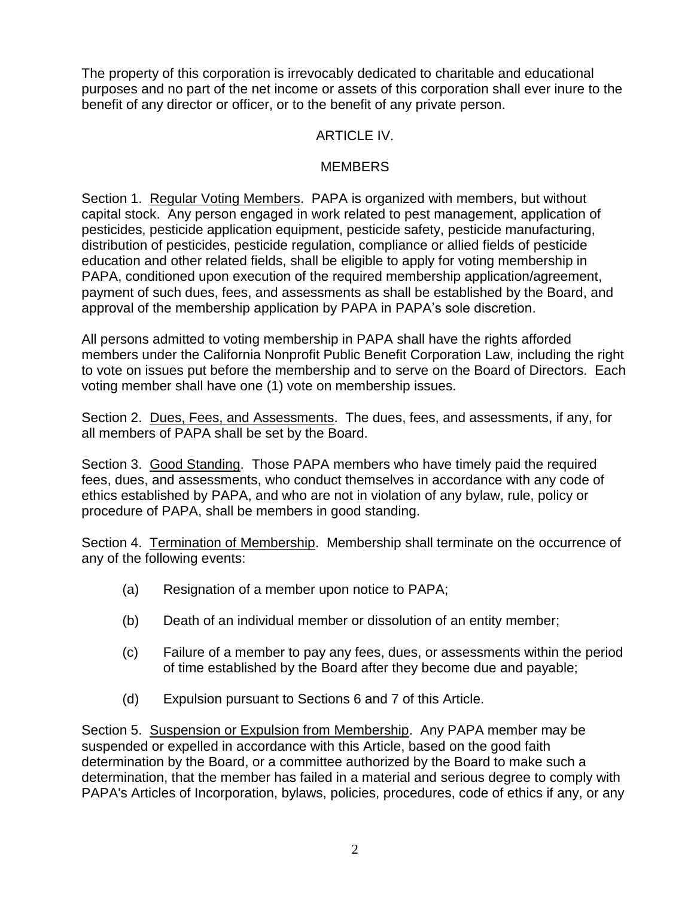The property of this corporation is irrevocably dedicated to charitable and educational purposes and no part of the net income or assets of this corporation shall ever inure to the benefit of any director or officer, or to the benefit of any private person.

## ARTICLE IV.

## MEMBERS

Section 1. Regular Voting Members. PAPA is organized with members, but without capital stock. Any person engaged in work related to pest management, application of pesticides, pesticide application equipment, pesticide safety, pesticide manufacturing, distribution of pesticides, pesticide regulation, compliance or allied fields of pesticide education and other related fields, shall be eligible to apply for voting membership in PAPA, conditioned upon execution of the required membership application/agreement, payment of such dues, fees, and assessments as shall be established by the Board, and approval of the membership application by PAPA in PAPA's sole discretion.

All persons admitted to voting membership in PAPA shall have the rights afforded members under the California Nonprofit Public Benefit Corporation Law, including the right to vote on issues put before the membership and to serve on the Board of Directors. Each voting member shall have one (1) vote on membership issues.

Section 2. Dues, Fees, and Assessments. The dues, fees, and assessments, if any, for all members of PAPA shall be set by the Board.

Section 3. Good Standing. Those PAPA members who have timely paid the required fees, dues, and assessments, who conduct themselves in accordance with any code of ethics established by PAPA, and who are not in violation of any bylaw, rule, policy or procedure of PAPA, shall be members in good standing.

Section 4. Termination of Membership. Membership shall terminate on the occurrence of any of the following events:

(a) Resignation of a member upon notice to PAPA;

(b) Death of an individual member or dissolution of an entity member;

(c) Failure of a member to pay any fees, dues, or assessments within the period of time established by the Board after they become due and payable;

(d) Expulsion pursuant to Sections 6 and 7 of this Article.

Section 5. Suspension or Expulsion from Membership. Any PAPA member may be suspended or expelled in accordance with this Article, based on the good faith determination by the Board, or a committee authorized by the Board to make such a determination, that the member has failed in a material and serious degree to comply with PAPA's Articles of Incorporation, bylaws, policies, procedures, code of ethics if any, or any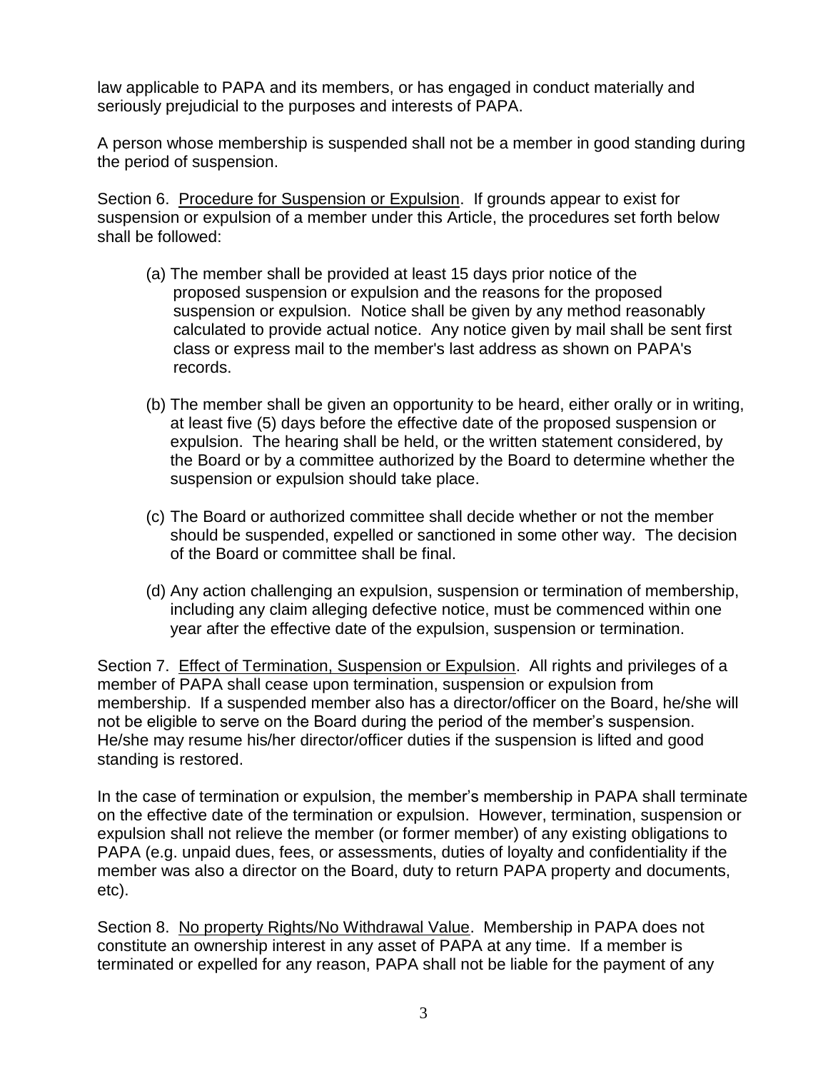law applicable to PAPA and its members, or has engaged in conduct materially and seriously prejudicial to the purposes and interests of PAPA.

A person whose membership is suspended shall not be a member in good standing during the period of suspension.

Section 6. <u>Procedure for Suspension or Expulsion</u>. If grounds appear to exist for suspension or expulsion of a member under this Article, the procedures set forth below shall be followed:

(a) The member shall be provided at least 15 days prior notice of the proposed suspension or expulsion and the reasons for the proposed suspension or expulsion. Notice shall be given by any method reasonably calculated to provide actual notice. Any notice given by mail shall be sent first class or express mail to the member's last address as shown on PAPA's records.

(b) The member shall be given an opportunity to be heard, either orally or in writing, at least five (5) days before the effective date of the proposed suspension or expulsion. The hearing shall be held, or the written statement considered, by the Board or by a committee authorized by the Board to determine whether the suspension or expulsion should take place.

(c) The Board or authorized committee shall decide whether or not the member should be suspended, expelled or sanctioned in some other way. The decision of the Board or committee shall be final.

(d) Any action challenging an expulsion, suspension or termination of membership, including any claim alleging defective notice, must be commenced within one year after the effective date of the expulsion, suspension or termination.

Section 7. <u>Effect of Termination, Suspension or Expulsion</u>. All rights and privileges of a member of PAPA shall cease upon termination, suspension or expulsion from membership. If a suspended member also has a director/officer on the Board, he/she will not be eligible to serve on the Board during the period of the member's suspension. He/she may resume his/her director/officer duties if the suspension is lifted and good standing is restored.

In the case of termination or expulsion, the member's membership in PAPA shall terminate on the effective date of the termination or expulsion. However, termination, suspension or expulsion shall not relieve the member (or former member) of any existing obligations to PAPA (e.g. unpaid dues, fees, or assessments, duties of loyalty and confidentiality if the member was also a director on the Board, duty to return PAPA property and documents, etc).

Section 8. <u>No property Rights/No Withdrawal Value</u>. Membership in PAPA does not constitute an ownership interest in any asset of PAPA at any time. If a member is terminated or expelled for any reason, PAPA shall not be liable for the payment of any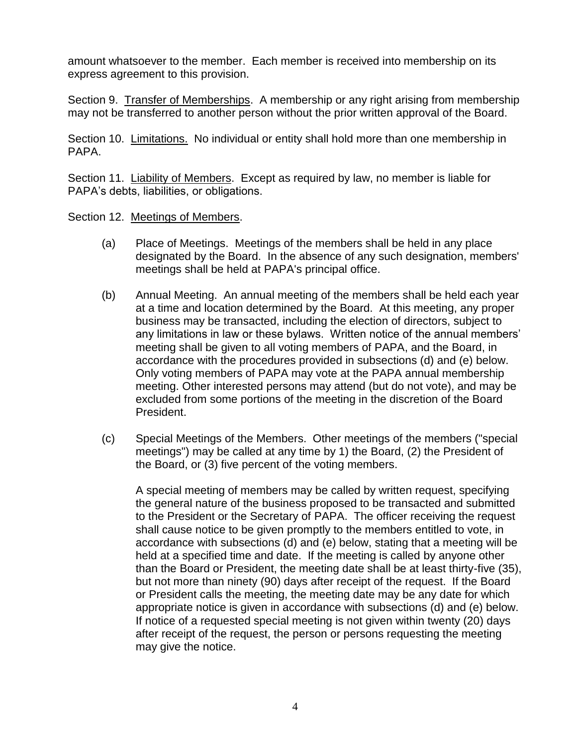amount whatsoever to the member. Each member is received into membership on its express agreement to this provision.

Section 9. Transfer of Memberships. A membership or any right arising from membership may not be transferred to another person without the prior written approval of the Board.

Section 10. Limitations. No individual or entity shall hold more than one membership in PAPA.

Section 11. Liability of Members. Except as required by law, no member is liable for PAPA's debts, liabilities, or obligations.

Section 12. Meetings of Members.

(a) Place of Meetings. Meetings of the members shall be held in any place designated by the Board. In the absence of any such designation, members' meetings shall be held at PAPA's principal office.

(b) Annual Meeting. An annual meeting of the members shall be held each year at a time and location determined by the Board. At this meeting, any proper business may be transacted, including the election of directors, subject to any limitations in law or these bylaws. Written notice of the annual members' meeting shall be given to all voting members of PAPA, and the Board, in accordance with the procedures provided in subsections (d) and (e) below. Only voting members of PAPA may vote at the PAPA annual membership meeting. Other interested persons may attend (but do not vote), and may be excluded from some portions of the meeting in the discretion of the Board President.

(c) Special Meetings of the Members. Other meetings of the members ("special meetings") may be called at any time by 1) the Board, (2) the President of the Board, or (3) five percent of the voting members.

A special meeting of members may be called by written request, specifying the general nature of the business proposed to be transacted and submitted to the President or the Secretary of PAPA. The officer receiving the request shall cause notice to be given promptly to the members entitled to vote, in accordance with subsections (d) and (e) below, stating that a meeting will be held at a specified time and date. If the meeting is called by anyone other than the Board or President, the meeting date shall be at least thirty-five (35), but not more than ninety (90) days after receipt of the request. If the Board or President calls the meeting, the meeting date may be any date for which appropriate notice is given in accordance with subsections (d) and (e) below. If notice of a requested special meeting is not given within twenty (20) days after receipt of the request, the person or persons requesting the meeting may give the notice.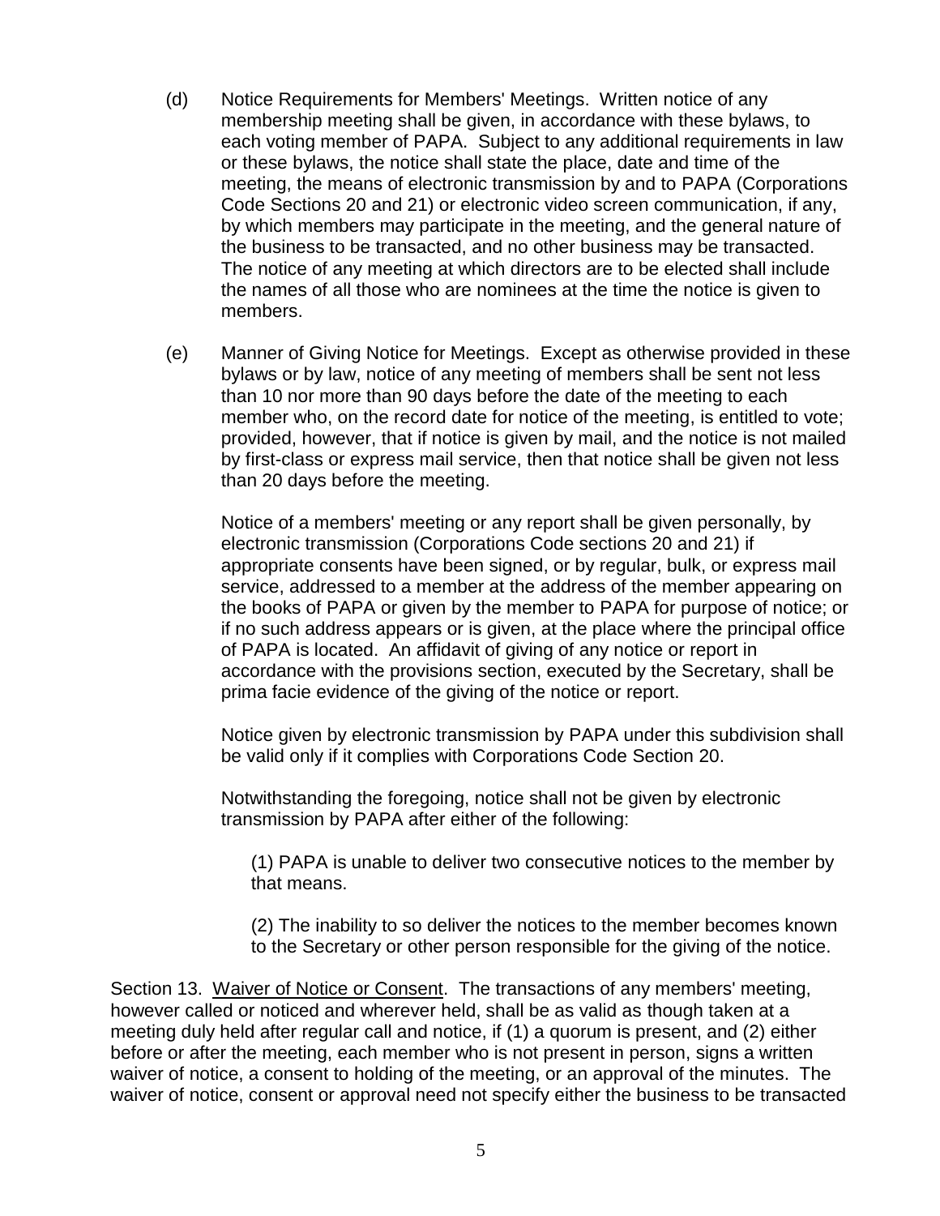(d) Notice Requirements for Members' Meetings. Written notice of any membership meeting shall be given, in accordance with these bylaws, to each voting member of PAPA. Subject to any additional requirements in law or these bylaws, the notice shall state the place, date and time of the meeting, the means of electronic transmission by and to PAPA (Corporations Code Sections 20 and 21) or electronic video screen communication, if any, by which members may participate in the meeting, and the general nature of the business to be transacted, and no other business may be transacted. The notice of any meeting at which directors are to be elected shall include the names of all those who are nominees at the time the notice is given to members.

(e) Manner of Giving Notice for Meetings. Except as otherwise provided in these bylaws or by law, notice of any meeting of members shall be sent not less than 10 nor more than 90 days before the date of the meeting to each member who, on the record date for notice of the meeting, is entitled to vote; provided, however, that if notice is given by mail, and the notice is not mailed by first-class or express mail service, then that notice shall be given not less than 20 days before the meeting.

Notice of a members' meeting or any report shall be given personally, by electronic transmission (Corporations Code sections 20 and 21) if appropriate consents have been signed, or by regular, bulk, or express mail service, addressed to a member at the address of the member appearing on the books of PAPA or given by the member to PAPA for purpose of notice; or if no such address appears or is given, at the place where the principal office of PAPA is located. An affidavit of giving of any notice or report in accordance with the provisions section, executed by the Secretary, shall be prima facie evidence of the giving of the notice or report.

Notice given by electronic transmission by PAPA under this subdivision shall be valid only if it complies with Corporations Code Section 20.

Notwithstanding the foregoing, notice shall not be given by electronic transmission by PAPA after either of the following:

(1) PAPA is unable to deliver two consecutive notices to the member by that means.

(2) The inability to so deliver the notices to the member becomes known to the Secretary or other person responsible for the giving of the notice.

Section 13. Waiver of Notice or Consent. The transactions of any members' meeting, however called or noticed and wherever held, shall be as valid as though taken at a meeting duly held after regular call and notice, if (1) a quorum is present, and (2) either before or after the meeting, each member who is not present in person, signs a written waiver of notice, a consent to holding of the meeting, or an approval of the minutes. The waiver of notice, consent or approval need not specify either the business to be transacted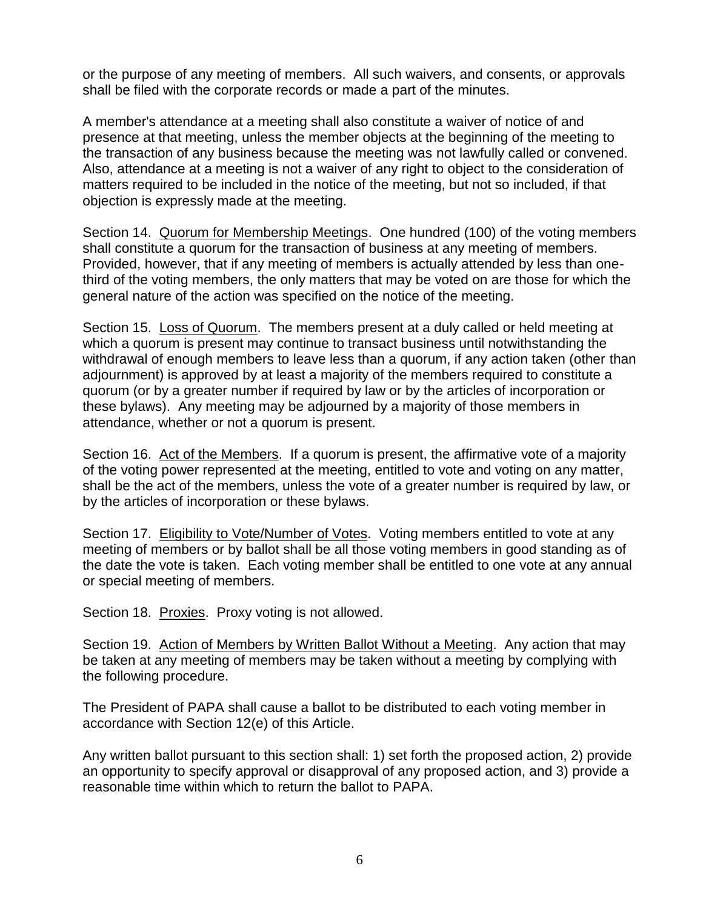or the purpose of any meeting of members. All such waivers, and consents, or approvals shall be filed with the corporate records or made a part of the minutes.

A member's attendance at a meeting shall also constitute a waiver of notice of and presence at that meeting, unless the member objects at the beginning of the meeting to the transaction of any business because the meeting was not lawfully called or convened. Also, attendance at a meeting is not a waiver of any right to object to the consideration of matters required to be included in the notice of the meeting, but not so included, if that objection is expressly made at the meeting.

Section 14. <u>Quorum for Membership Meetings</u>. One hundred (100) of the voting members shall constitute a quorum for the transaction of business at any meeting of members. Provided, however, that if any meeting of members is actually attended by less than one-third of the voting members, the only matters that may be voted on are those for which the general nature of the action was specified on the notice of the meeting.

Section 15. <u>Loss of Quorum</u>. The members present at a duly called or held meeting at which a quorum is present may continue to transact business until notwithstanding the withdrawal of enough members to leave less than a quorum, if any action taken (other than adjournment) is approved by at least a majority of the members required to constitute a quorum (or by a greater number if required by law or by the articles of incorporation or these bylaws). Any meeting may be adjourned by a majority of those members in attendance, whether or not a quorum is present.

Section 16. <u>Act of the Members</u>. If a quorum is present, the affirmative vote of a majority of the voting power represented at the meeting, entitled to vote and voting on any matter, shall be the act of the members, unless the vote of a greater number is required by law, or by the articles of incorporation or these bylaws.

Section 17. <u>Eligibility to Vote/Number of Votes</u>. Voting members entitled to vote at any meeting of members or by ballot shall be all those voting members in good standing as of the date the vote is taken. Each voting member shall be entitled to one vote at any annual or special meeting of members.

Section 18. <u>Proxies</u>. Proxy voting is not allowed.

Section 19. <u>Action of Members by Written Ballot Without a Meeting</u>. Any action that may be taken at any meeting of members may be taken without a meeting by complying with the following procedure.

The President of PAPA shall cause a ballot to be distributed to each voting member in accordance with Section 12(e) of this Article.

Any written ballot pursuant to this section shall: 1) set forth the proposed action, 2) provide an opportunity to specify approval or disapproval of any proposed action, and 3) provide a reasonable time within which to return the ballot to PAPA.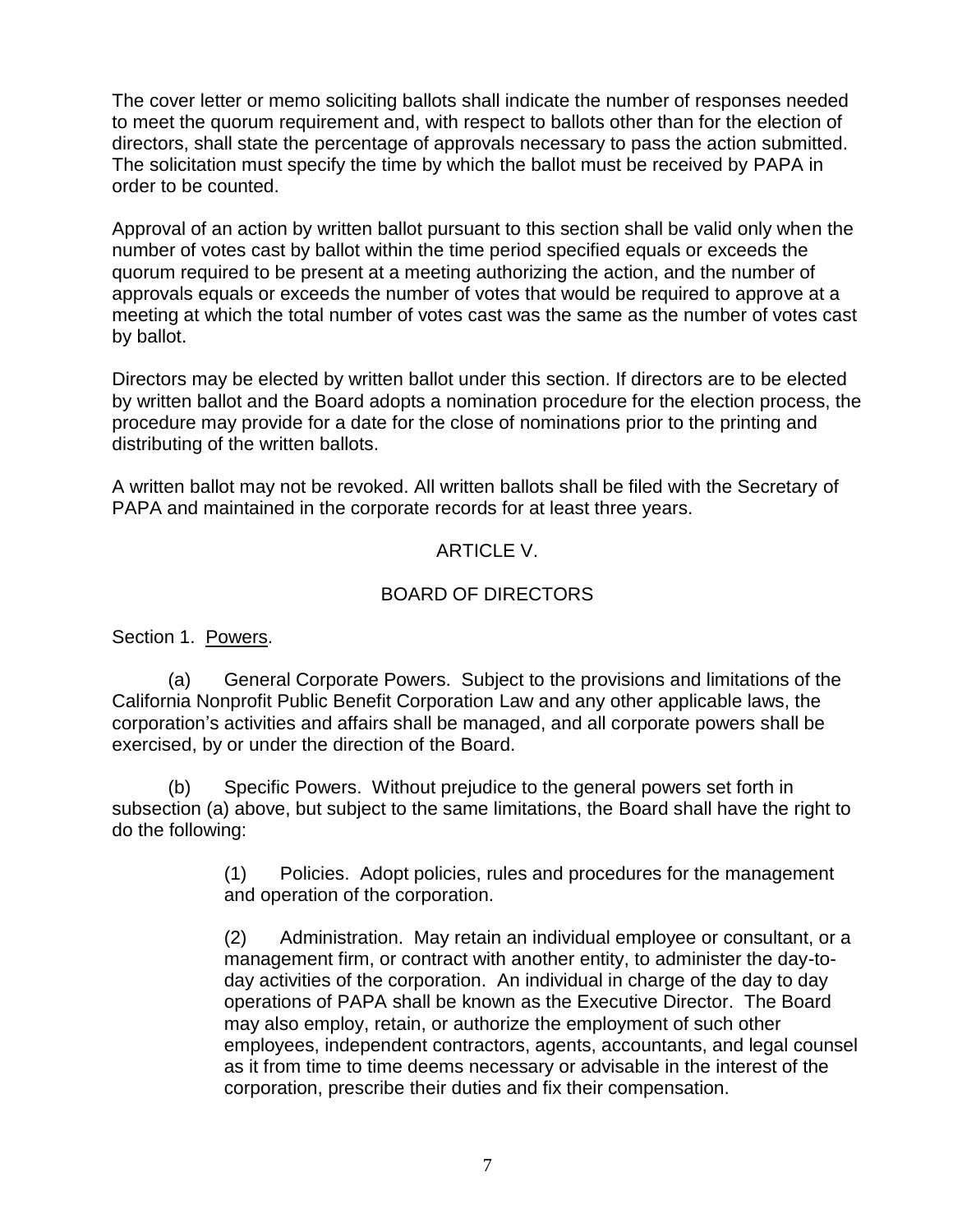The cover letter or memo soliciting ballots shall indicate the number of responses needed to meet the quorum requirement and, with respect to ballots other than for the election of directors, shall state the percentage of approvals necessary to pass the action submitted. The solicitation must specify the time by which the ballot must be received by PAPA in order to be counted.

Approval of an action by written ballot pursuant to this section shall be valid only when the number of votes cast by ballot within the time period specified equals or exceeds the quorum required to be present at a meeting authorizing the action, and the number of approvals equals or exceeds the number of votes that would be required to approve at a meeting at which the total number of votes cast was the same as the number of votes cast by ballot.

Directors may be elected by written ballot under this section. If directors are to be elected by written ballot and the Board adopts a nomination procedure for the election process, the procedure may provide for a date for the close of nominations prior to the printing and distributing of the written ballots.

A written ballot may not be revoked. All written ballots shall be filed with the Secretary of PAPA and maintained in the corporate records for at least three years.

## ARTICLE V.

## BOARD OF DIRECTORS

Section 1. Powers.

(a) General Corporate Powers. Subject to the provisions and limitations of the California Nonprofit Public Benefit Corporation Law and any other applicable laws, the corporation's activities and affairs shall be managed, and all corporate powers shall be exercised, by or under the direction of the Board.

(b) Specific Powers. Without prejudice to the general powers set forth in subsection (a) above, but subject to the same limitations, the Board shall have the right to do the following:

(1) Policies. Adopt policies, rules and procedures for the management and operation of the corporation.

(2) Administration. May retain an individual employee or consultant, or a management firm, or contract with another entity, to administer the day-to-day activities of the corporation. An individual in charge of the day to day operations of PAPA shall be known as the Executive Director. The Board may also employ, retain, or authorize the employment of such other employees, independent contractors, agents, accountants, and legal counsel as it from time to time deems necessary or advisable in the interest of the corporation, prescribe their duties and fix their compensation.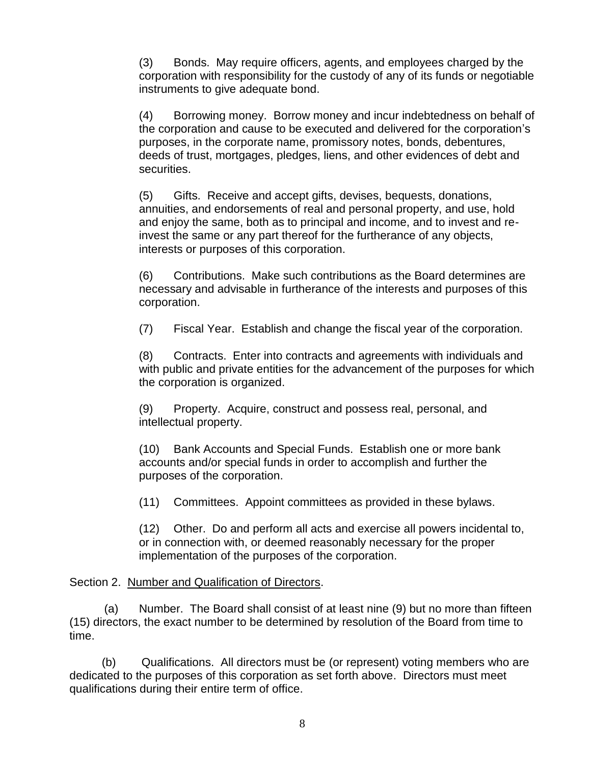(3) Bonds. May require officers, agents, and employees charged by the corporation with responsibility for the custody of any of its funds or negotiable instruments to give adequate bond.

(4) Borrowing money. Borrow money and incur indebtedness on behalf of the corporation and cause to be executed and delivered for the corporation's purposes, in the corporate name, promissory notes, bonds, debentures, deeds of trust, mortgages, pledges, liens, and other evidences of debt and securities.

(5) Gifts. Receive and accept gifts, devises, bequests, donations, annuities, and endorsements of real and personal property, and use, hold and enjoy the same, both as to principal and income, and to invest and re-invest the same or any part thereof for the furtherance of any objects, interests or purposes of this corporation.

(6) Contributions. Make such contributions as the Board determines are necessary and advisable in furtherance of the interests and purposes of this corporation.

(7) Fiscal Year. Establish and change the fiscal year of the corporation.

(8) Contracts. Enter into contracts and agreements with individuals and with public and private entities for the advancement of the purposes for which the corporation is organized.

(9) Property. Acquire, construct and possess real, personal, and intellectual property.

(10) Bank Accounts and Special Funds. Establish one or more bank accounts and/or special funds in order to accomplish and further the purposes of the corporation.

(11) Committees. Appoint committees as provided in these bylaws.

(12) Other. Do and perform all acts and exercise all powers incidental to, or in connection with, or deemed reasonably necessary for the proper implementation of the purposes of the corporation.

Section 2. Number and Qualification of Directors.

(a) Number. The Board shall consist of at least nine (9) but no more than fifteen (15) directors, the exact number to be determined by resolution of the Board from time to time.

(b) Qualifications. All directors must be (or represent) voting members who are dedicated to the purposes of this corporation as set forth above. Directors must meet qualifications during their entire term of office.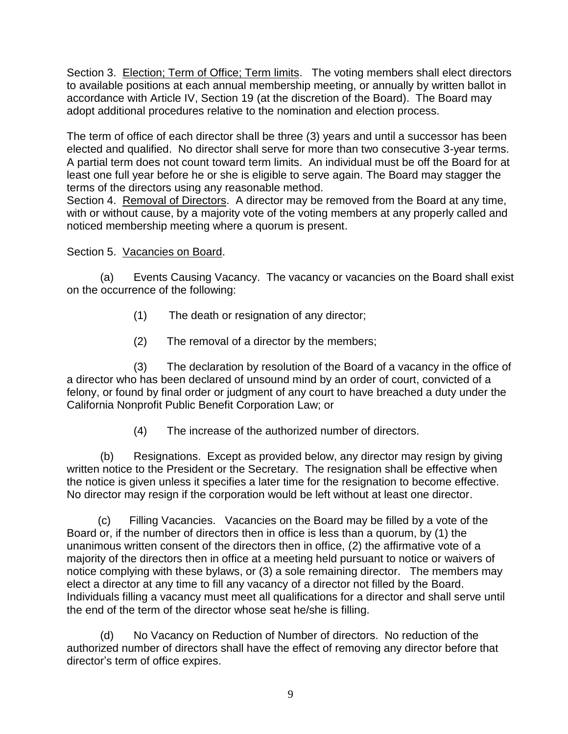Section 3. <u>Election; Term of Office; Term limits</u>. The voting members shall elect directors to available positions at each annual membership meeting, or annually by written ballot in accordance with Article IV, Section 19 (at the discretion of the Board). The Board may adopt additional procedures relative to the nomination and election process.

The term of office of each director shall be three (3) years and until a successor has been elected and qualified. No director shall serve for more than two consecutive 3-year terms. A partial term does not count toward term limits. An individual must be off the Board for at least one full year before he or she is eligible to serve again. The Board may stagger the terms of the directors using any reasonable method.

Section 4. <u>Removal of Directors</u>. A director may be removed from the Board at any time, with or without cause, by a majority vote of the voting members at any properly called and noticed membership meeting where a quorum is present.

Section 5. <u>Vacancies on Board</u>.

(a) Events Causing Vacancy. The vacancy or vacancies on the Board shall exist on the occurrence of the following:

(1) The death or resignation of any director;

(2) The removal of a director by the members;

(3) The declaration by resolution of the Board of a vacancy in the office of a director who has been declared of unsound mind by an order of court, convicted of a felony, or found by final order or judgment of any court to have breached a duty under the California Nonprofit Public Benefit Corporation Law; or

(4) The increase of the authorized number of directors.

(b) Resignations. Except as provided below, any director may resign by giving written notice to the President or the Secretary. The resignation shall be effective when the notice is given unless it specifies a later time for the resignation to become effective. No director may resign if the corporation would be left without at least one director.

(c) Filling Vacancies. Vacancies on the Board may be filled by a vote of the Board or, if the number of directors then in office is less than a quorum, by (1) the unanimous written consent of the directors then in office, (2) the affirmative vote of a majority of the directors then in office at a meeting held pursuant to notice or waivers of notice complying with these bylaws, or (3) a sole remaining director. The members may elect a director at any time to fill any vacancy of a director not filled by the Board. Individuals filling a vacancy must meet all qualifications for a director and shall serve until the end of the term of the director whose seat he/she is filling.

(d) No Vacancy on Reduction of Number of directors. No reduction of the authorized number of directors shall have the effect of removing any director before that director's term of office expires.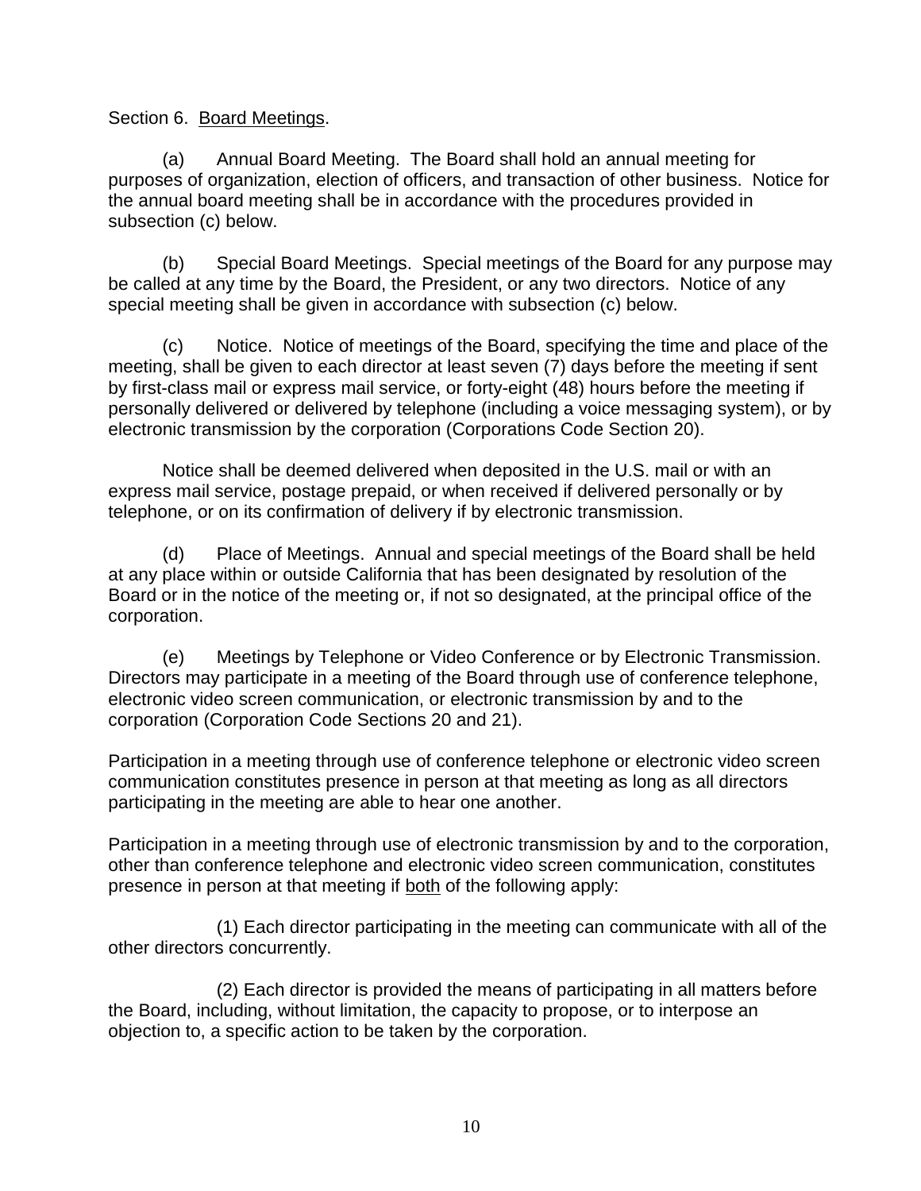Section 6. Board Meetings.

(a) Annual Board Meeting. The Board shall hold an annual meeting for purposes of organization, election of officers, and transaction of other business. Notice for the annual board meeting shall be in accordance with the procedures provided in subsection (c) below.

(b) Special Board Meetings. Special meetings of the Board for any purpose may be called at any time by the Board, the President, or any two directors. Notice of any special meeting shall be given in accordance with subsection (c) below.

(c) Notice. Notice of meetings of the Board, specifying the time and place of the meeting, shall be given to each director at least seven (7) days before the meeting if sent by first-class mail or express mail service, or forty-eight (48) hours before the meeting if personally delivered or delivered by telephone (including a voice messaging system), or by electronic transmission by the corporation (Corporations Code Section 20).

Notice shall be deemed delivered when deposited in the U.S. mail or with an express mail service, postage prepaid, or when received if delivered personally or by telephone, or on its confirmation of delivery if by electronic transmission.

(d) Place of Meetings. Annual and special meetings of the Board shall be held at any place within or outside California that has been designated by resolution of the Board or in the notice of the meeting or, if not so designated, at the principal office of the corporation.

(e) Meetings by Telephone or Video Conference or by Electronic Transmission. Directors may participate in a meeting of the Board through use of conference telephone, electronic video screen communication, or electronic transmission by and to the corporation (Corporation Code Sections 20 and 21).

Participation in a meeting through use of conference telephone or electronic video screen communication constitutes presence in person at that meeting as long as all directors participating in the meeting are able to hear one another.

Participation in a meeting through use of electronic transmission by and to the corporation, other than conference telephone and electronic video screen communication, constitutes presence in person at that meeting if both of the following apply:

(1) Each director participating in the meeting can communicate with all of the other directors concurrently.

(2) Each director is provided the means of participating in all matters before the Board, including, without limitation, the capacity to propose, or to interpose an objection to, a specific action to be taken by the corporation.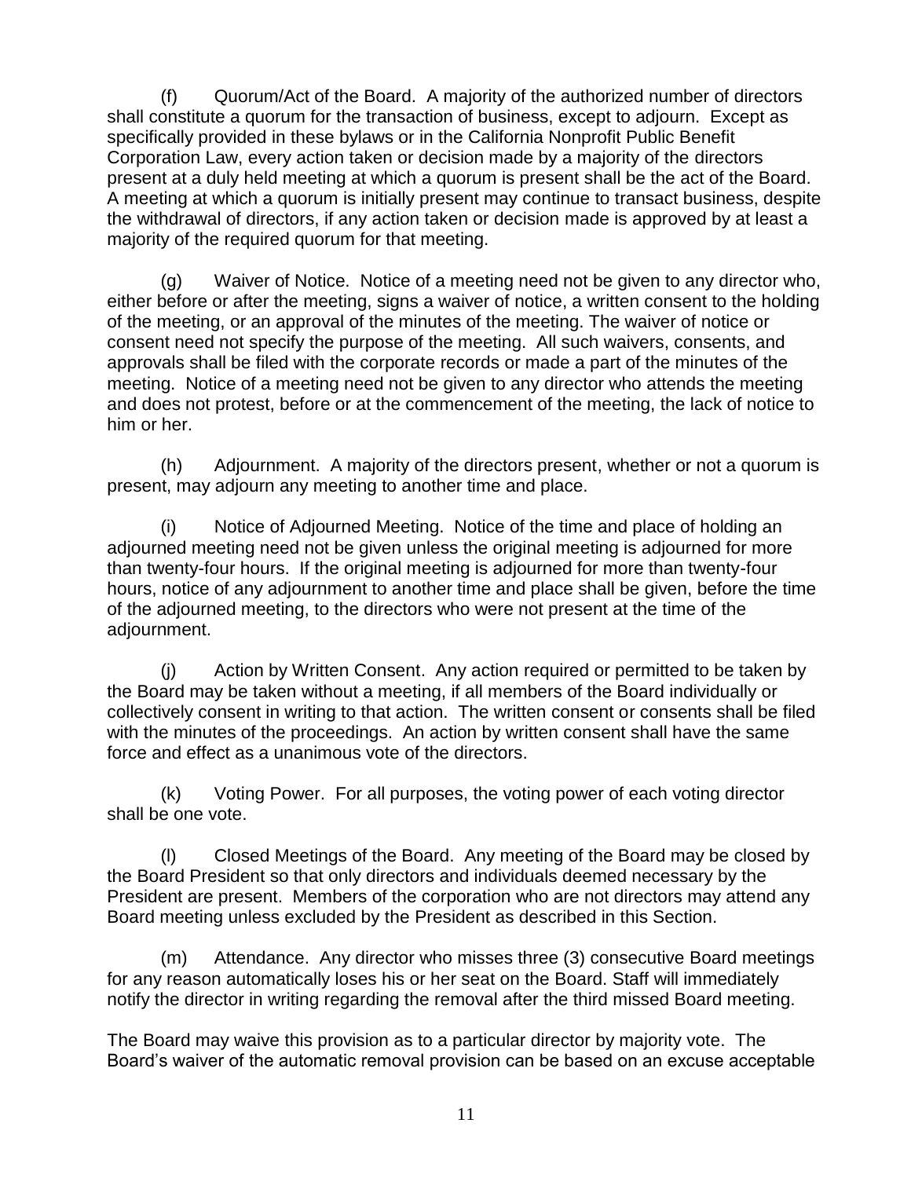(f) Quorum/Act of the Board. A majority of the authorized number of directors shall constitute a quorum for the transaction of business, except to adjourn. Except as specifically provided in these bylaws or in the California Nonprofit Public Benefit Corporation Law, every action taken or decision made by a majority of the directors present at a duly held meeting at which a quorum is present shall be the act of the Board. A meeting at which a quorum is initially present may continue to transact business, despite the withdrawal of directors, if any action taken or decision made is approved by at least a majority of the required quorum for that meeting.

(g) Waiver of Notice. Notice of a meeting need not be given to any director who, either before or after the meeting, signs a waiver of notice, a written consent to the holding of the meeting, or an approval of the minutes of the meeting. The waiver of notice or consent need not specify the purpose of the meeting. All such waivers, consents, and approvals shall be filed with the corporate records or made a part of the minutes of the meeting. Notice of a meeting need not be given to any director who attends the meeting and does not protest, before or at the commencement of the meeting, the lack of notice to him or her.

(h) Adjournment. A majority of the directors present, whether or not a quorum is present, may adjourn any meeting to another time and place.

(i) Notice of Adjourned Meeting. Notice of the time and place of holding an adjourned meeting need not be given unless the original meeting is adjourned for more than twenty-four hours. If the original meeting is adjourned for more than twenty-four hours, notice of any adjournment to another time and place shall be given, before the time of the adjourned meeting, to the directors who were not present at the time of the adjournment.

(j) Action by Written Consent. Any action required or permitted to be taken by the Board may be taken without a meeting, if all members of the Board individually or collectively consent in writing to that action. The written consent or consents shall be filed with the minutes of the proceedings. An action by written consent shall have the same force and effect as a unanimous vote of the directors.

(k) Voting Power. For all purposes, the voting power of each voting director shall be one vote.

(l) Closed Meetings of the Board. Any meeting of the Board may be closed by the Board President so that only directors and individuals deemed necessary by the President are present. Members of the corporation who are not directors may attend any Board meeting unless excluded by the President as described in this Section.

(m) Attendance. Any director who misses three (3) consecutive Board meetings for any reason automatically loses his or her seat on the Board. Staff will immediately notify the director in writing regarding the removal after the third missed Board meeting.

The Board may waive this provision as to a particular director by majority vote. The Board's waiver of the automatic removal provision can be based on an excuse acceptable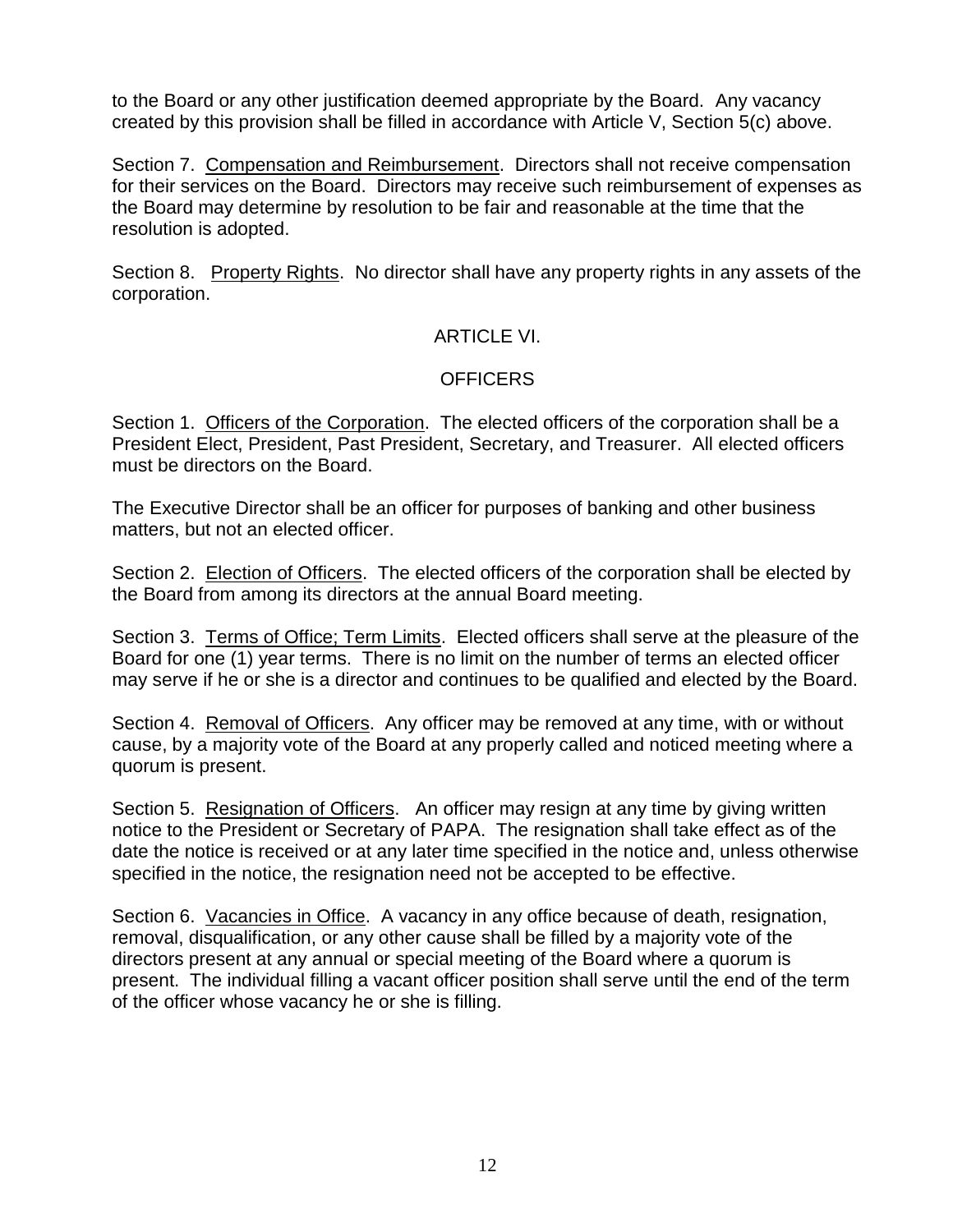to the Board or any other justification deemed appropriate by the Board. Any vacancy created by this provision shall be filled in accordance with Article V, Section 5(c) above.

Section 7. Compensation and Reimbursement. Directors shall not receive compensation for their services on the Board. Directors may receive such reimbursement of expenses as the Board may determine by resolution to be fair and reasonable at the time that the resolution is adopted.

Section 8. Property Rights. No director shall have any property rights in any assets of the corporation.

## ARTICLE VI.

## OFFICERS

Section 1. Officers of the Corporation. The elected officers of the corporation shall be a President Elect, President, Past President, Secretary, and Treasurer. All elected officers must be directors on the Board.

The Executive Director shall be an officer for purposes of banking and other business matters, but not an elected officer.

Section 2. Election of Officers. The elected officers of the corporation shall be elected by the Board from among its directors at the annual Board meeting.

Section 3. Terms of Office; Term Limits. Elected officers shall serve at the pleasure of the Board for one (1) year terms. There is no limit on the number of terms an elected officer may serve if he or she is a director and continues to be qualified and elected by the Board.

Section 4. Removal of Officers. Any officer may be removed at any time, with or without cause, by a majority vote of the Board at any properly called and noticed meeting where a quorum is present.

Section 5. Resignation of Officers. An officer may resign at any time by giving written notice to the President or Secretary of PAPA. The resignation shall take effect as of the date the notice is received or at any later time specified in the notice and, unless otherwise specified in the notice, the resignation need not be accepted to be effective.

Section 6. Vacancies in Office. A vacancy in any office because of death, resignation, removal, disqualification, or any other cause shall be filled by a majority vote of the directors present at any annual or special meeting of the Board where a quorum is present. The individual filling a vacant officer position shall serve until the end of the term of the officer whose vacancy he or she is filling.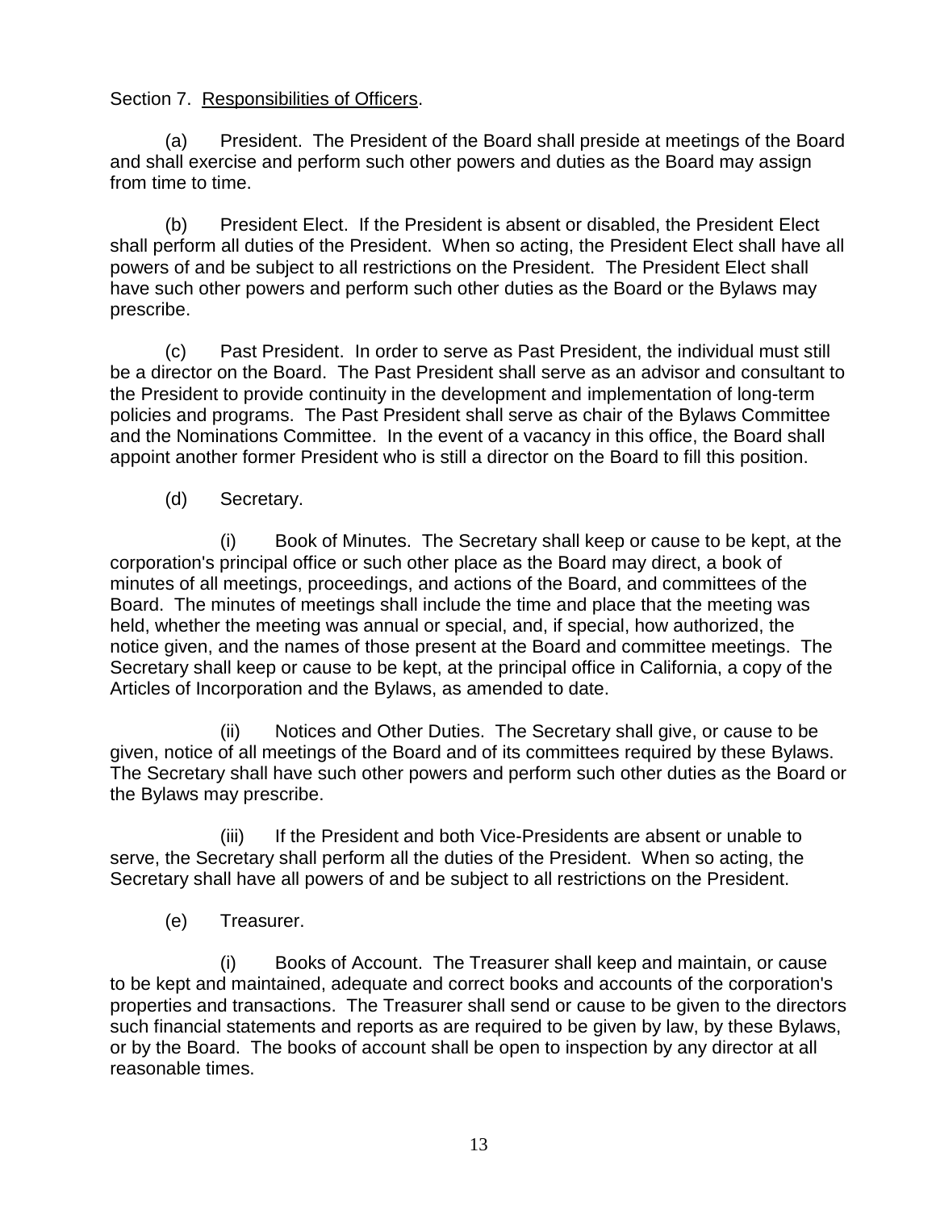Section 7. Responsibilities of Officers.

(a) President. The President of the Board shall preside at meetings of the Board and shall exercise and perform such other powers and duties as the Board may assign from time to time.

(b) President Elect. If the President is absent or disabled, the President Elect shall perform all duties of the President. When so acting, the President Elect shall have all powers of and be subject to all restrictions on the President. The President Elect shall have such other powers and perform such other duties as the Board or the Bylaws may prescribe.

(c) Past President. In order to serve as Past President, the individual must still be a director on the Board. The Past President shall serve as an advisor and consultant to the President to provide continuity in the development and implementation of long-term policies and programs. The Past President shall serve as chair of the Bylaws Committee and the Nominations Committee. In the event of a vacancy in this office, the Board shall appoint another former President who is still a director on the Board to fill this position.

(d) Secretary.

(i) Book of Minutes. The Secretary shall keep or cause to be kept, at the corporation's principal office or such other place as the Board may direct, a book of minutes of all meetings, proceedings, and actions of the Board, and committees of the Board. The minutes of meetings shall include the time and place that the meeting was held, whether the meeting was annual or special, and, if special, how authorized, the notice given, and the names of those present at the Board and committee meetings. The Secretary shall keep or cause to be kept, at the principal office in California, a copy of the Articles of Incorporation and the Bylaws, as amended to date.

(ii) Notices and Other Duties. The Secretary shall give, or cause to be given, notice of all meetings of the Board and of its committees required by these Bylaws. The Secretary shall have such other powers and perform such other duties as the Board or the Bylaws may prescribe.

(iii) If the President and both Vice-Presidents are absent or unable to serve, the Secretary shall perform all the duties of the President. When so acting, the Secretary shall have all powers of and be subject to all restrictions on the President.

(e) Treasurer.

(i) Books of Account. The Treasurer shall keep and maintain, or cause to be kept and maintained, adequate and correct books and accounts of the corporation's properties and transactions. The Treasurer shall send or cause to be given to the directors such financial statements and reports as are required to be given by law, by these Bylaws, or by the Board. The books of account shall be open to inspection by any director at all reasonable times.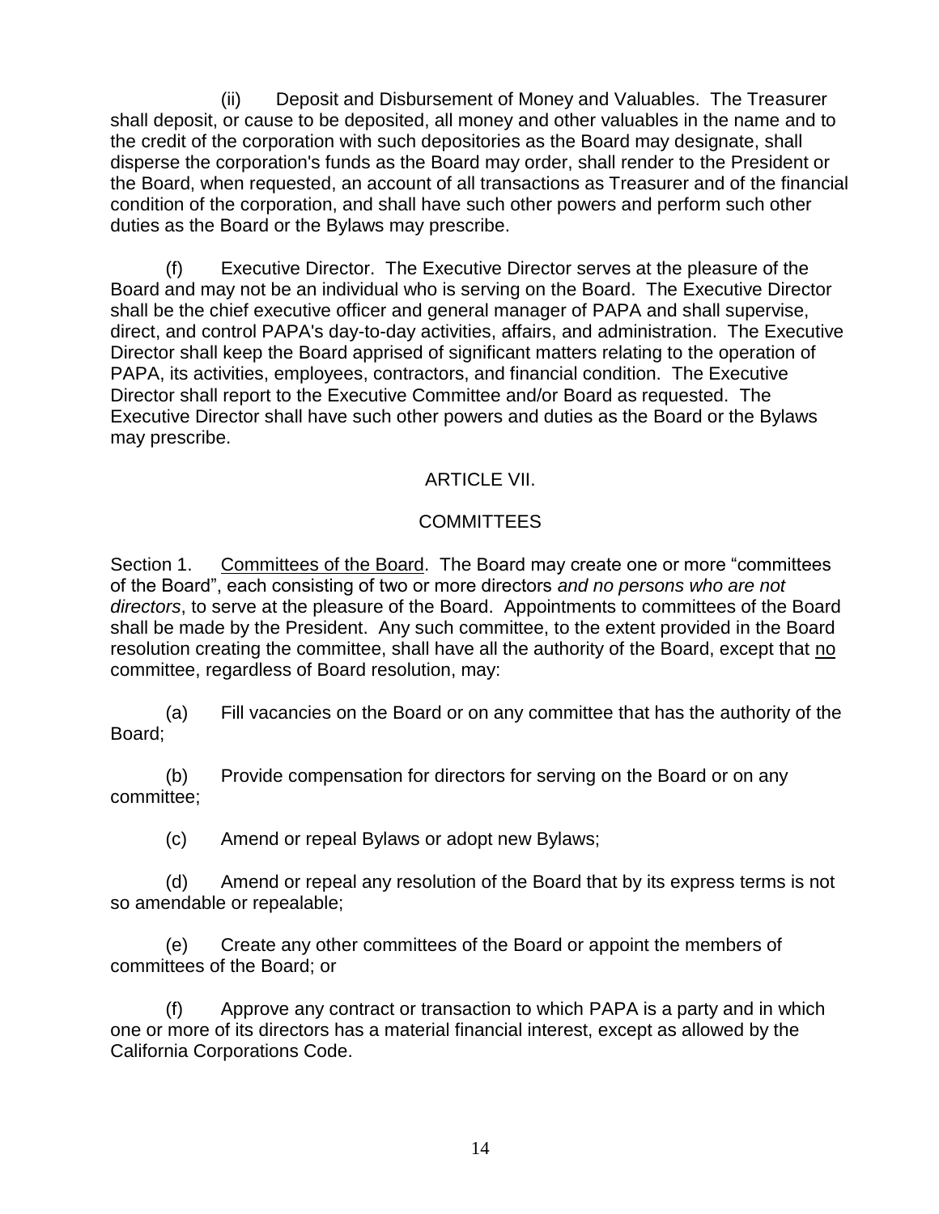(ii) Deposit and Disbursement of Money and Valuables. The Treasurer shall deposit, or cause to be deposited, all money and other valuables in the name and to the credit of the corporation with such depositories as the Board may designate, shall disperse the corporation's funds as the Board may order, shall render to the President or the Board, when requested, an account of all transactions as Treasurer and of the financial condition of the corporation, and shall have such other powers and perform such other duties as the Board or the Bylaws may prescribe.

(f) Executive Director. The Executive Director serves at the pleasure of the Board and may not be an individual who is serving on the Board. The Executive Director shall be the chief executive officer and general manager of PAPA and shall supervise, direct, and control PAPA's day-to-day activities, affairs, and administration. The Executive Director shall keep the Board apprised of significant matters relating to the operation of PAPA, its activities, employees, contractors, and financial condition. The Executive Director shall report to the Executive Committee and/or Board as requested. The Executive Director shall have such other powers and duties as the Board or the Bylaws may prescribe.

## ARTICLE VII.

## COMMITTEES

Section 1. <u>Committees of the Board</u>. The Board may create one or more "committees of the Board", each consisting of two or more directors *and no persons who are not directors*, to serve at the pleasure of the Board. Appointments to committees of the Board shall be made by the President. Any such committee, to the extent provided in the Board resolution creating the committee, shall have all the authority of the Board, except that <u>no</u> committee, regardless of Board resolution, may:

(a) Fill vacancies on the Board or on any committee that has the authority of the Board;

(b) Provide compensation for directors for serving on the Board or on any committee;

(c) Amend or repeal Bylaws or adopt new Bylaws;

(d) Amend or repeal any resolution of the Board that by its express terms is not so amendable or repealable;

(e) Create any other committees of the Board or appoint the members of committees of the Board; or

(f) Approve any contract or transaction to which PAPA is a party and in which one or more of its directors has a material financial interest, except as allowed by the California Corporations Code.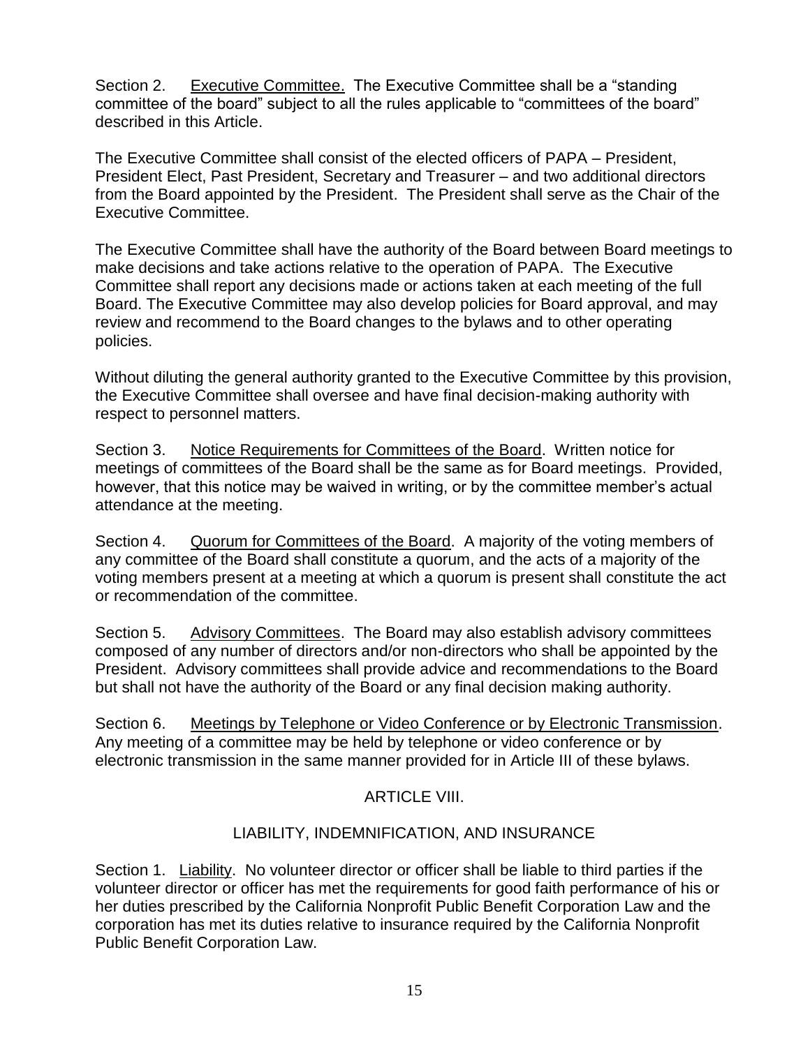Section 2. Executive Committee. The Executive Committee shall be a "standing committee of the board" subject to all the rules applicable to "committees of the board" described in this Article.

The Executive Committee shall consist of the elected officers of PAPA – President, President Elect, Past President, Secretary and Treasurer – and two additional directors from the Board appointed by the President. The President shall serve as the Chair of the Executive Committee.

The Executive Committee shall have the authority of the Board between Board meetings to make decisions and take actions relative to the operation of PAPA. The Executive Committee shall report any decisions made or actions taken at each meeting of the full Board. The Executive Committee may also develop policies for Board approval, and may review and recommend to the Board changes to the bylaws and to other operating policies.

Without diluting the general authority granted to the Executive Committee by this provision, the Executive Committee shall oversee and have final decision-making authority with respect to personnel matters.

Section 3. Notice Requirements for Committees of the Board. Written notice for meetings of committees of the Board shall be the same as for Board meetings. Provided, however, that this notice may be waived in writing, or by the committee member's actual attendance at the meeting.

Section 4. Quorum for Committees of the Board. A majority of the voting members of any committee of the Board shall constitute a quorum, and the acts of a majority of the voting members present at a meeting at which a quorum is present shall constitute the act or recommendation of the committee.

Section 5. Advisory Committees. The Board may also establish advisory committees composed of any number of directors and/or non-directors who shall be appointed by the President. Advisory committees shall provide advice and recommendations to the Board but shall not have the authority of the Board or any final decision making authority.

Section 6. Meetings by Telephone or Video Conference or by Electronic Transmission. Any meeting of a committee may be held by telephone or video conference or by electronic transmission in the same manner provided for in Article III of these bylaws.

## ARTICLE VIII.

## LIABILITY, INDEMNIFICATION, AND INSURANCE

Section 1. Liability. No volunteer director or officer shall be liable to third parties if the volunteer director or officer has met the requirements for good faith performance of his or her duties prescribed by the California Nonprofit Public Benefit Corporation Law and the corporation has met its duties relative to insurance required by the California Nonprofit Public Benefit Corporation Law.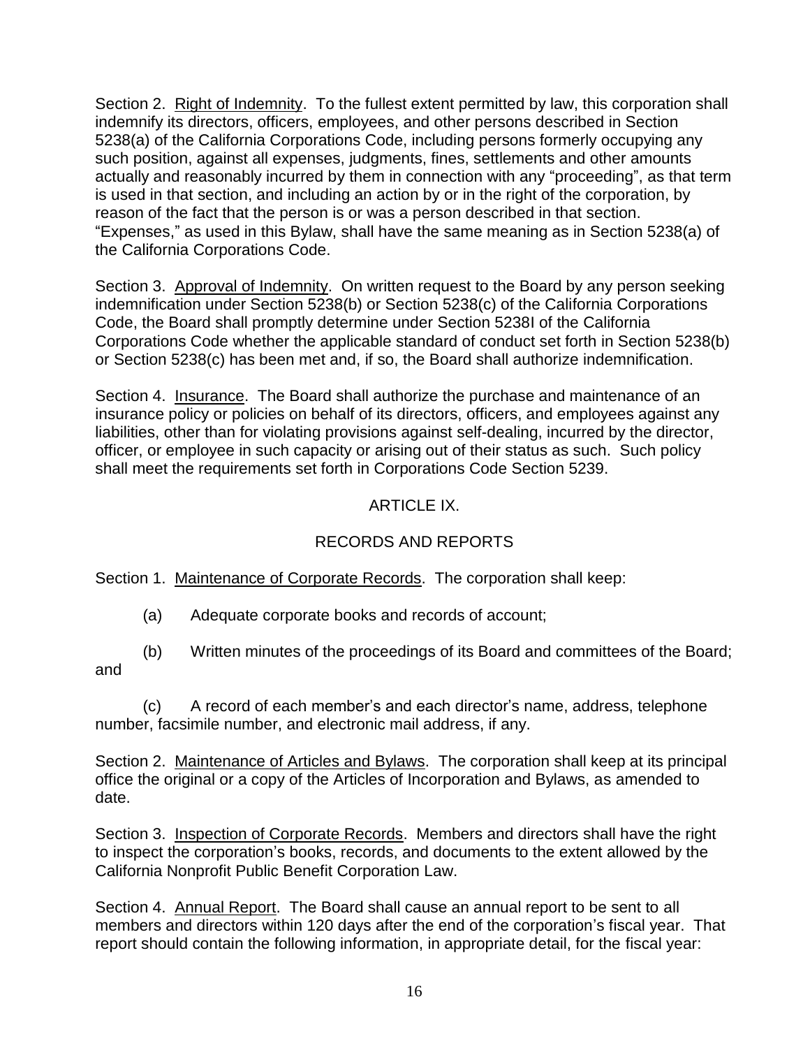Section 2. Right of Indemnity. To the fullest extent permitted by law, this corporation shall indemnify its directors, officers, employees, and other persons described in Section 5238(a) of the California Corporations Code, including persons formerly occupying any such position, against all expenses, judgments, fines, settlements and other amounts actually and reasonably incurred by them in connection with any "proceeding", as that term is used in that section, and including an action by or in the right of the corporation, by reason of the fact that the person is or was a person described in that section. "Expenses," as used in this Bylaw, shall have the same meaning as in Section 5238(a) of the California Corporations Code.

Section 3. Approval of Indemnity. On written request to the Board by any person seeking indemnification under Section 5238(b) or Section 5238(c) of the California Corporations Code, the Board shall promptly determine under Section 5238I of the California Corporations Code whether the applicable standard of conduct set forth in Section 5238(b) or Section 5238(c) has been met and, if so, the Board shall authorize indemnification.

Section 4. Insurance. The Board shall authorize the purchase and maintenance of an insurance policy or policies on behalf of its directors, officers, and employees against any liabilities, other than for violating provisions against self-dealing, incurred by the director, officer, or employee in such capacity or arising out of their status as such. Such policy shall meet the requirements set forth in Corporations Code Section 5239.

## ARTICLE IX.

## RECORDS AND REPORTS

Section 1. Maintenance of Corporate Records. The corporation shall keep:

(a) Adequate corporate books and records of account;

(b) Written minutes of the proceedings of its Board and committees of the Board; and

(c) A record of each member's and each director's name, address, telephone number, facsimile number, and electronic mail address, if any.

Section 2. Maintenance of Articles and Bylaws. The corporation shall keep at its principal office the original or a copy of the Articles of Incorporation and Bylaws, as amended to date.

Section 3. Inspection of Corporate Records. Members and directors shall have the right to inspect the corporation's books, records, and documents to the extent allowed by the California Nonprofit Public Benefit Corporation Law.

Section 4. Annual Report. The Board shall cause an annual report to be sent to all members and directors within 120 days after the end of the corporation's fiscal year. That report should contain the following information, in appropriate detail, for the fiscal year: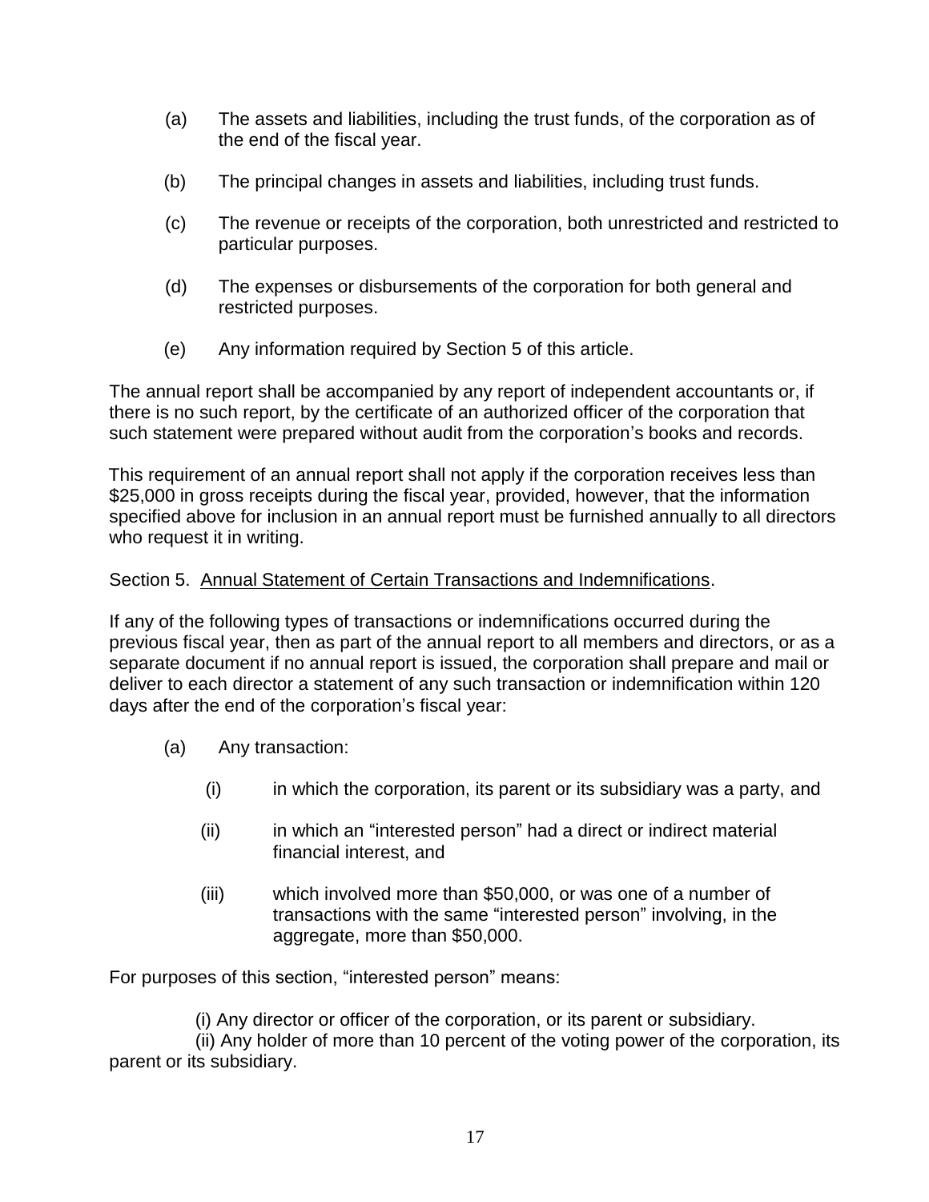(a) The assets and liabilities, including the trust funds, of the corporation as of the end of the fiscal year.

(b) The principal changes in assets and liabilities, including trust funds.

(c) The revenue or receipts of the corporation, both unrestricted and restricted to particular purposes.

(d) The expenses or disbursements of the corporation for both general and restricted purposes.

(e) Any information required by Section 5 of this article.

The annual report shall be accompanied by any report of independent accountants or, if there is no such report, by the certificate of an authorized officer of the corporation that such statement were prepared without audit from the corporation's books and records.

This requirement of an annual report shall not apply if the corporation receives less than $25,000 in gross receipts during the fiscal year, provided, however, that the information specified above for inclusion in an annual report must be furnished annually to all directors who request it in writing.

Section 5. <u>Annual Statement of Certain Transactions and Indemnifications</u>.

If any of the following types of transactions or indemnifications occurred during the previous fiscal year, then as part of the annual report to all members and directors, or as a separate document if no annual report is issued, the corporation shall prepare and mail or deliver to each director a statement of any such transaction or indemnification within 120 days after the end of the corporation's fiscal year:

(a) Any transaction:

(i) in which the corporation, its parent or its subsidiary was a party, and

(ii) in which an "interested person" had a direct or indirect material financial interest, and

(iii) which involved more than $50,000, or was one of a number of transactions with the same "interested person" involving, in the aggregate, more than $50,000.

For purposes of this section, "interested person" means:

(i) Any director or officer of the corporation, or its parent or subsidiary.

(ii) Any holder of more than 10 percent of the voting power of the corporation, its parent or its subsidiary.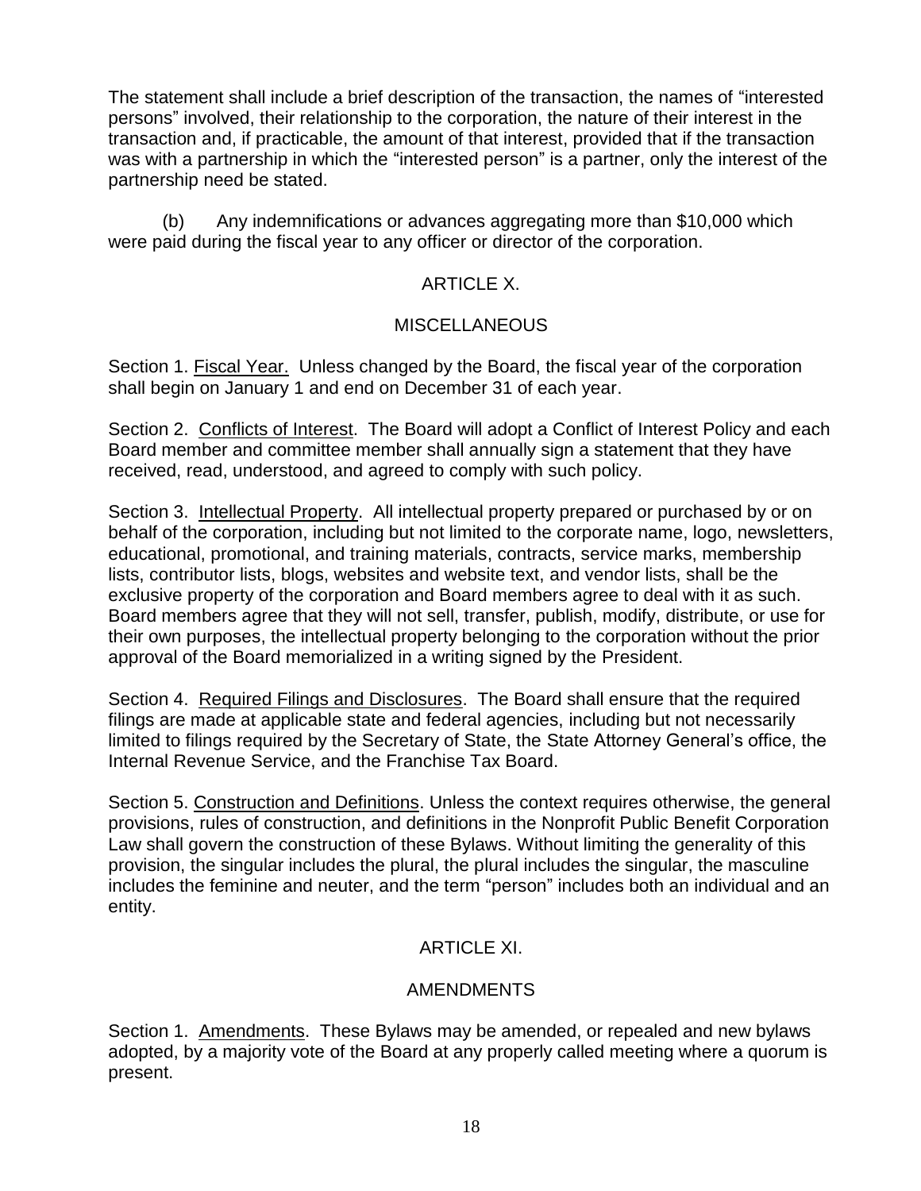The statement shall include a brief description of the transaction, the names of "interested persons" involved, their relationship to the corporation, the nature of their interest in the transaction and, if practicable, the amount of that interest, provided that if the transaction was with a partnership in which the "interested person" is a partner, only the interest of the partnership need be stated.

(b) Any indemnifications or advances aggregating more than $10,000 which were paid during the fiscal year to any officer or director of the corporation.

## ARTICLE X.

## MISCELLANEOUS

Section 1. Fiscal Year. Unless changed by the Board, the fiscal year of the corporation shall begin on January 1 and end on December 31 of each year.

Section 2. Conflicts of Interest. The Board will adopt a Conflict of Interest Policy and each Board member and committee member shall annually sign a statement that they have received, read, understood, and agreed to comply with such policy.

Section 3. Intellectual Property. All intellectual property prepared or purchased by or on behalf of the corporation, including but not limited to the corporate name, logo, newsletters, educational, promotional, and training materials, contracts, service marks, membership lists, contributor lists, blogs, websites and website text, and vendor lists, shall be the exclusive property of the corporation and Board members agree to deal with it as such. Board members agree that they will not sell, transfer, publish, modify, distribute, or use for their own purposes, the intellectual property belonging to the corporation without the prior approval of the Board memorialized in a writing signed by the President.

Section 4. Required Filings and Disclosures. The Board shall ensure that the required filings are made at applicable state and federal agencies, including but not necessarily limited to filings required by the Secretary of State, the State Attorney General's office, the Internal Revenue Service, and the Franchise Tax Board.

Section 5. Construction and Definitions. Unless the context requires otherwise, the general provisions, rules of construction, and definitions in the Nonprofit Public Benefit Corporation Law shall govern the construction of these Bylaws. Without limiting the generality of this provision, the singular includes the plural, the plural includes the singular, the masculine includes the feminine and neuter, and the term "person" includes both an individual and an entity.

## ARTICLE XI.

## AMENDMENTS

Section 1. Amendments. These Bylaws may be amended, or repealed and new bylaws adopted, by a majority vote of the Board at any properly called meeting where a quorum is present.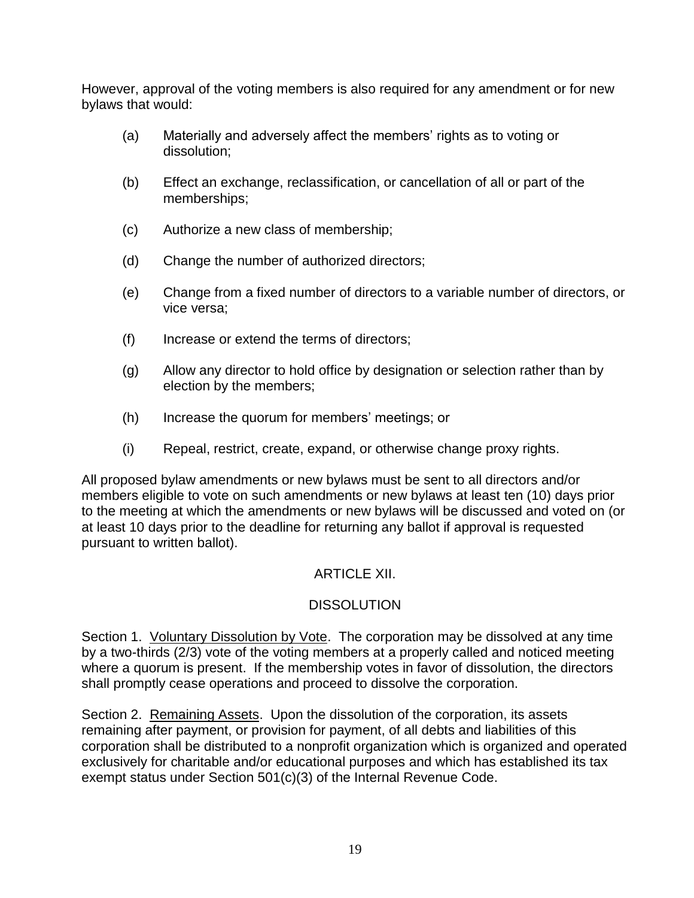However, approval of the voting members is also required for any amendment or for new bylaws that would:

(a) Materially and adversely affect the members' rights as to voting or dissolution;

(b) Effect an exchange, reclassification, or cancellation of all or part of the memberships;

(c) Authorize a new class of membership;

(d) Change the number of authorized directors;

(e) Change from a fixed number of directors to a variable number of directors, or vice versa;

(f) Increase or extend the terms of directors;

(g) Allow any director to hold office by designation or selection rather than by election by the members;

(h) Increase the quorum for members' meetings; or

(i) Repeal, restrict, create, expand, or otherwise change proxy rights.

All proposed bylaw amendments or new bylaws must be sent to all directors and/or members eligible to vote on such amendments or new bylaws at least ten (10) days prior to the meeting at which the amendments or new bylaws will be discussed and voted on (or at least 10 days prior to the deadline for returning any ballot if approval is requested pursuant to written ballot).

## ARTICLE XII.

## DISSOLUTION

Section 1. Voluntary Dissolution by Vote. The corporation may be dissolved at any time by a two-thirds (2/3) vote of the voting members at a properly called and noticed meeting where a quorum is present. If the membership votes in favor of dissolution, the directors shall promptly cease operations and proceed to dissolve the corporation.

Section 2. Remaining Assets. Upon the dissolution of the corporation, its assets remaining after payment, or provision for payment, of all debts and liabilities of this corporation shall be distributed to a nonprofit organization which is organized and operated exclusively for charitable and/or educational purposes and which has established its tax exempt status under Section 501(c)(3) of the Internal Revenue Code.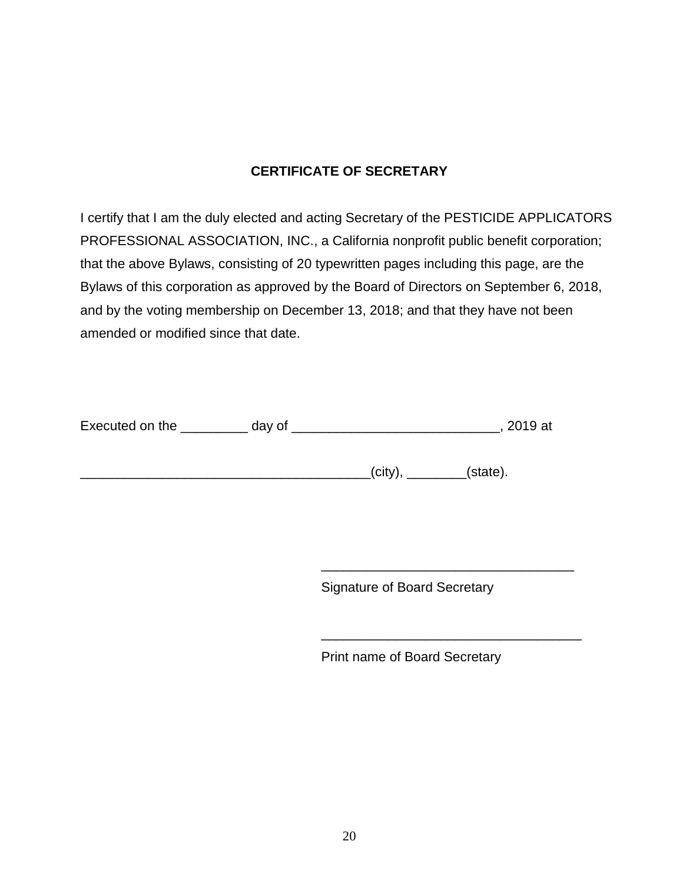## CERTIFICATE OF SECRETARY

I certify that I am the duly elected and acting Secretary of the PESTICIDE APPLICATORS PROFESSIONAL ASSOCIATION, INC., a California nonprofit public benefit corporation; that the above Bylaws, consisting of 20 typewritten pages including this page, are the Bylaws of this corporation as approved by the Board of Directors on September 6, 2018, and by the voting membership on December 13, 2018; and that they have not been amended or modified since that date.

Executed on the _________ day of ___________________________, 2019 at

_______________________________________(city), ________(state).

__________________________________
Signature of Board Secretary

___________________________________
Print name of Board Secretary